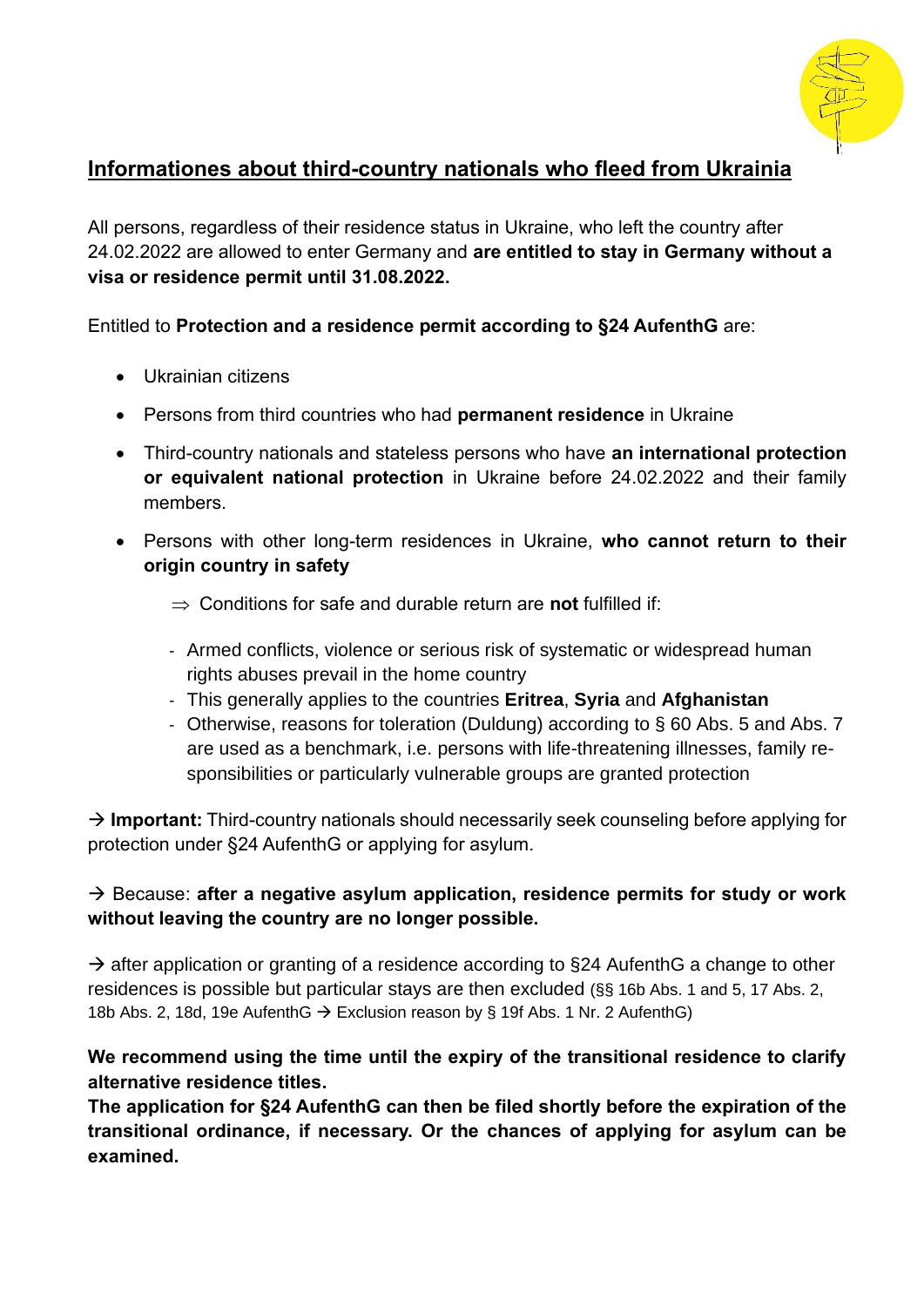# Informationes about third-country nationals who fleed from Ukrainia

All persons, regardless of their residence status in Ukraine, who left the country after 24.02.2022 are allowed to enter Germany and **are entitled to stay in Germany without a visa or residence permit until 31.08.2022.**

Entitled to **Protection and a residence permit according to §24 AufenthG** are:

- Ukrainian citizens
- Persons from third countries who had **permanent residence** in Ukraine
- Third-country nationals and stateless persons who have **an international protection or equivalent national protection** in Ukraine before 24.02.2022 and their family members.
- Persons with other long-term residences in Ukraine, **who cannot return to their origin country in safety**

  ⇒ Conditions for safe and durable return are **not** fulfilled if:

  - Armed conflicts, violence or serious risk of systematic or widespread human rights abuses prevail in the home country
  - This generally applies to the countries **Eritrea**, **Syria** and **Afghanistan**
  - Otherwise, reasons for toleration (Duldung) according to § 60 Abs. 5 and Abs. 7 are used as a benchmark, i.e. persons with life-threatening illnesses, family responsibilities or particularly vulnerable groups are granted protection

→ **Important:** Third-country nationals should necessarily seek counseling before applying for protection under §24 AufenthG or applying for asylum.

→ Because: **after a negative asylum application, residence permits for study or work without leaving the country are no longer possible.**

→ after application or granting of a residence according to §24 AufenthG a change to other residences is possible but particular stays are then excluded (§§ 16b Abs. 1 and 5, 17 Abs. 2, 18b Abs. 2, 18d, 19e AufenthG → Exclusion reason by § 19f Abs. 1 Nr. 2 AufenthG)

**We recommend using the time until the expiry of the transitional residence to clarify alternative residence titles.**
**The application for §24 AufenthG can then be filed shortly before the expiration of the transitional ordinance, if necessary. Or the chances of applying for asylum can be examined.**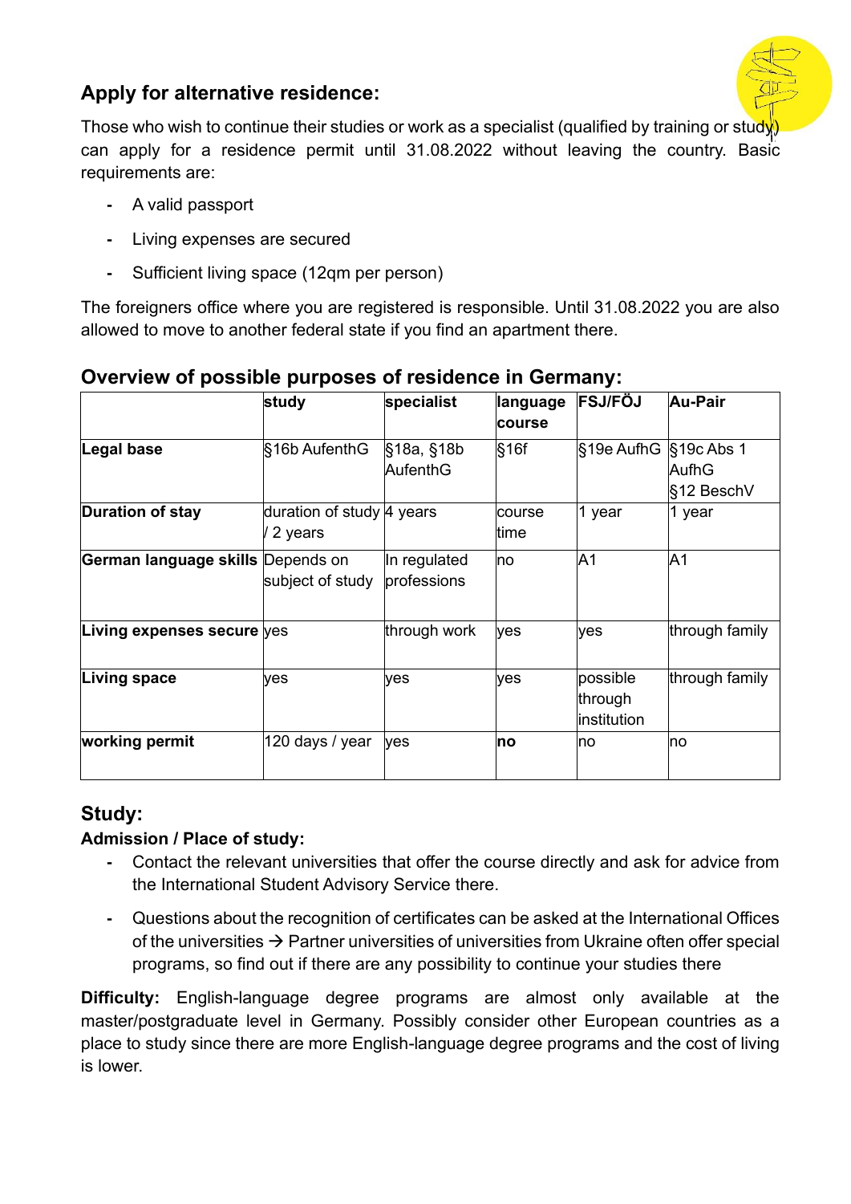## Apply for alternative residence:

Those who wish to continue their studies or work as a specialist (qualified by training or study) can apply for a residence permit until 31.08.2022 without leaving the country. Basic requirements are:

- A valid passport
- Living expenses are secured
- Sufficient living space (12qm per person)

The foreigners office where you are registered is responsible. Until 31.08.2022 you are also allowed to move to another federal state if you find an apartment there.

## Overview of possible purposes of residence in Germany:

| | study | specialist | language course | FSJ/FÖJ | Au-Pair |
|---|---|---|---|---|---|
| **Legal base** | §16b AufenthG | §18a, §18b AufenthG | §16f | §19e AufhG | §19c Abs 1 AufhG §12 BeschV |
| **Duration of stay** | duration of study / 2 years | 4 years | course time | 1 year | 1 year |
| **German language skills** | Depends on subject of study | In regulated professions | no | A1 | A1 |
| **Living expenses secure** | yes | through work | yes | yes | through family |
| **Living space** | yes | yes | yes | possible through institution | through family |
| **working permit** | 120 days / year | yes | **no** | no | no |

## Study:

**Admission / Place of study:**

- Contact the relevant universities that offer the course directly and ask for advice from the International Student Advisory Service there.
- Questions about the recognition of certificates can be asked at the International Offices of the universities → Partner universities of universities from Ukraine often offer special programs, so find out if there are any possibility to continue your studies there

**Difficulty:** English-language degree programs are almost only available at the master/postgraduate level in Germany. Possibly consider other European countries as a place to study since there are more English-language degree programs and the cost of living is lower.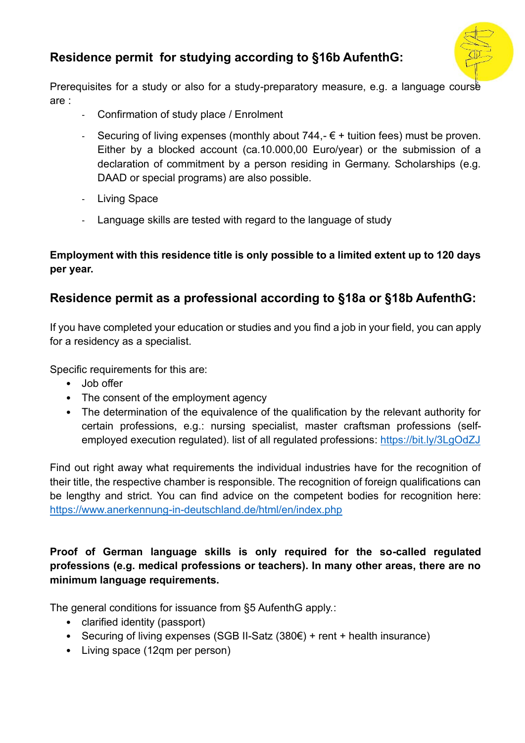## Residence permit for studying according to §16b AufenthG:

Prerequisites for a study or also for a study-preparatory measure, e.g. a language course are :

- Confirmation of study place / Enrolment
- Securing of living expenses (monthly about 744,- € + tuition fees) must be proven. Either by a blocked account (ca.10.000,00 Euro/year) or the submission of a declaration of commitment by a person residing in Germany. Scholarships (e.g. DAAD or special programs) are also possible.
- Living Space
- Language skills are tested with regard to the language of study

**Employment with this residence title is only possible to a limited extent up to 120 days per year.**

## Residence permit as a professional according to §18a or §18b AufenthG:

If you have completed your education or studies and you find a job in your field, you can apply for a residency as a specialist.

Specific requirements for this are:

- Job offer
- The consent of the employment agency
- The determination of the equivalence of the qualification by the relevant authority for certain professions, e.g.: nursing specialist, master craftsman professions (self-employed execution regulated). list of all regulated professions: https://bit.ly/3LgOdZJ

Find out right away what requirements the individual industries have for the recognition of their title, the respective chamber is responsible. The recognition of foreign qualifications can be lengthy and strict. You can find advice on the competent bodies for recognition here: https://www.anerkennung-in-deutschland.de/html/en/index.php

**Proof of German language skills is only required for the so-called regulated professions (e.g. medical professions or teachers). In many other areas, there are no minimum language requirements.**

The general conditions for issuance from §5 AufenthG apply.:

- clarified identity (passport)
- Securing of living expenses (SGB II-Satz (380€) + rent + health insurance)
- Living space (12qm per person)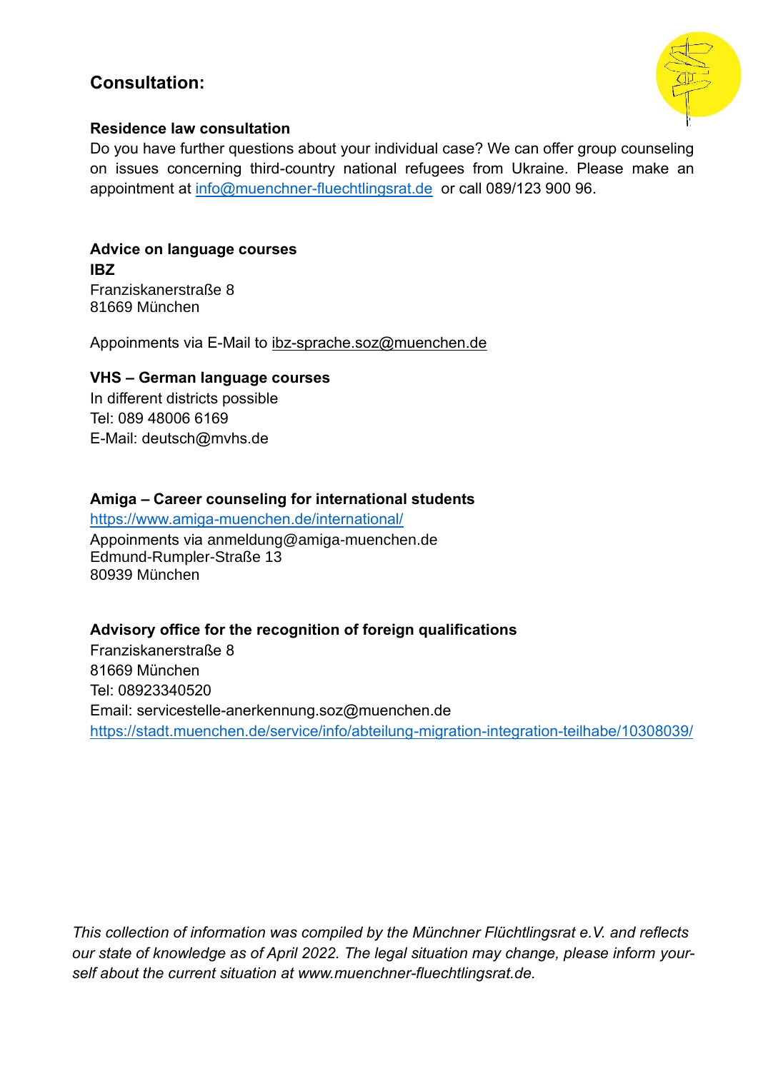## Consultation:

### Residence law consultation

Do you have further questions about your individual case? We can offer group counseling on issues concerning third-country national refugees from Ukraine. Please make an appointment at info@muenchner-fluechtlingsrat.de or call 089/123 900 96.

### Advice on language courses

**IBZ**
Franziskanerstraße 8
81669 München

Appoinments via E-Mail to ibz-sprache.soz@muenchen.de

### VHS – German language courses

In different districts possible
Tel: 089 48006 6169
E-Mail: deutsch@mvhs.de

### Amiga – Career counseling for international students

https://www.amiga-muenchen.de/international/
Appoinments via anmeldung@amiga-muenchen.de
Edmund-Rumpler-Straße 13
80939 München

### Advisory office for the recognition of foreign qualifications

Franziskanerstraße 8
81669 München
Tel: 08923340520
Email: servicestelle-anerkennung.soz@muenchen.de
https://stadt.muenchen.de/service/info/abteilung-migration-integration-teilhabe/10308039/

*This collection of information was compiled by the Münchner Flüchtlingsrat e.V. and reflects our state of knowledge as of April 2022. The legal situation may change, please inform yourself about the current situation at www.muenchner-fluechtlingsrat.de.*